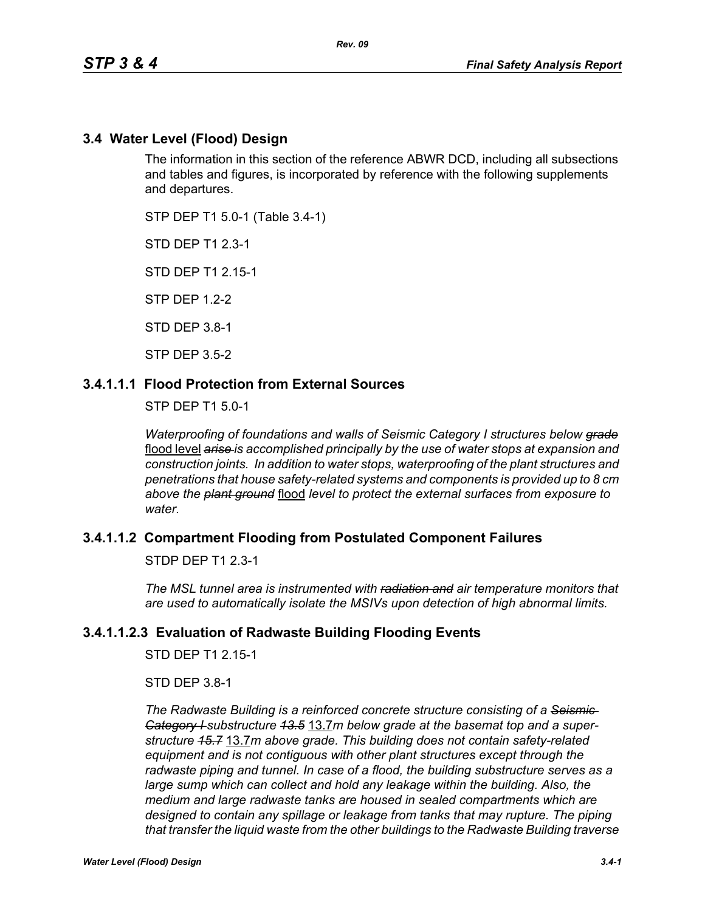## 3.4 Water Level (Flood) Design

The information in this section of the reference ABWR DCD, including all subsections and tables and figures, is incorporated by reference with the following supplements and departures.

STP DEP T1 5.0-1 (Table 3.4-1)

STD DEP T1 2.3-1

STD DEP T1 2.15-1

STP DEP 1.2-2

STD DEP 3.8-1

STP DEP 3.5-2

### 3.4.1.1.1 Flood Protection from External Sources

STP DEP T1 5.0-1

*Waterproofing of foundations and walls of Seismic Category I structures below ~~grade~~* <u>flood level</u> *~~arise~~ is accomplished principally by the use of water stops at expansion and construction joints. In addition to water stops, waterproofing of the plant structures and penetrations that house safety-related systems and components is provided up to 8 cm above the ~~plant ground~~* <u>flood</u> *level to protect the external surfaces from exposure to water.*

### 3.4.1.1.2 Compartment Flooding from Postulated Component Failures

STDP DEP T1 2.3-1

*The MSL tunnel area is instrumented with ~~radiation and~~ air temperature monitors that are used to automatically isolate the MSIVs upon detection of high abnormal limits.*

### 3.4.1.1.2.3 Evaluation of Radwaste Building Flooding Events

STD DEP T1 2.15-1

STD DEP 3.8-1

*The Radwaste Building is a reinforced concrete structure consisting of a ~~Seismic Category I~~ substructure ~~13.5~~* <u>13.7</u>*m below grade at the basemat top and a superstructure ~~15.7~~* <u>13.7</u>*m above grade. This building does not contain safety-related equipment and is not contiguous with other plant structures except through the radwaste piping and tunnel. In case of a flood, the building substructure serves as a large sump which can collect and hold any leakage within the building. Also, the medium and large radwaste tanks are housed in sealed compartments which are designed to contain any spillage or leakage from tanks that may rupture. The piping that transfer the liquid waste from the other buildings to the Radwaste Building traverse*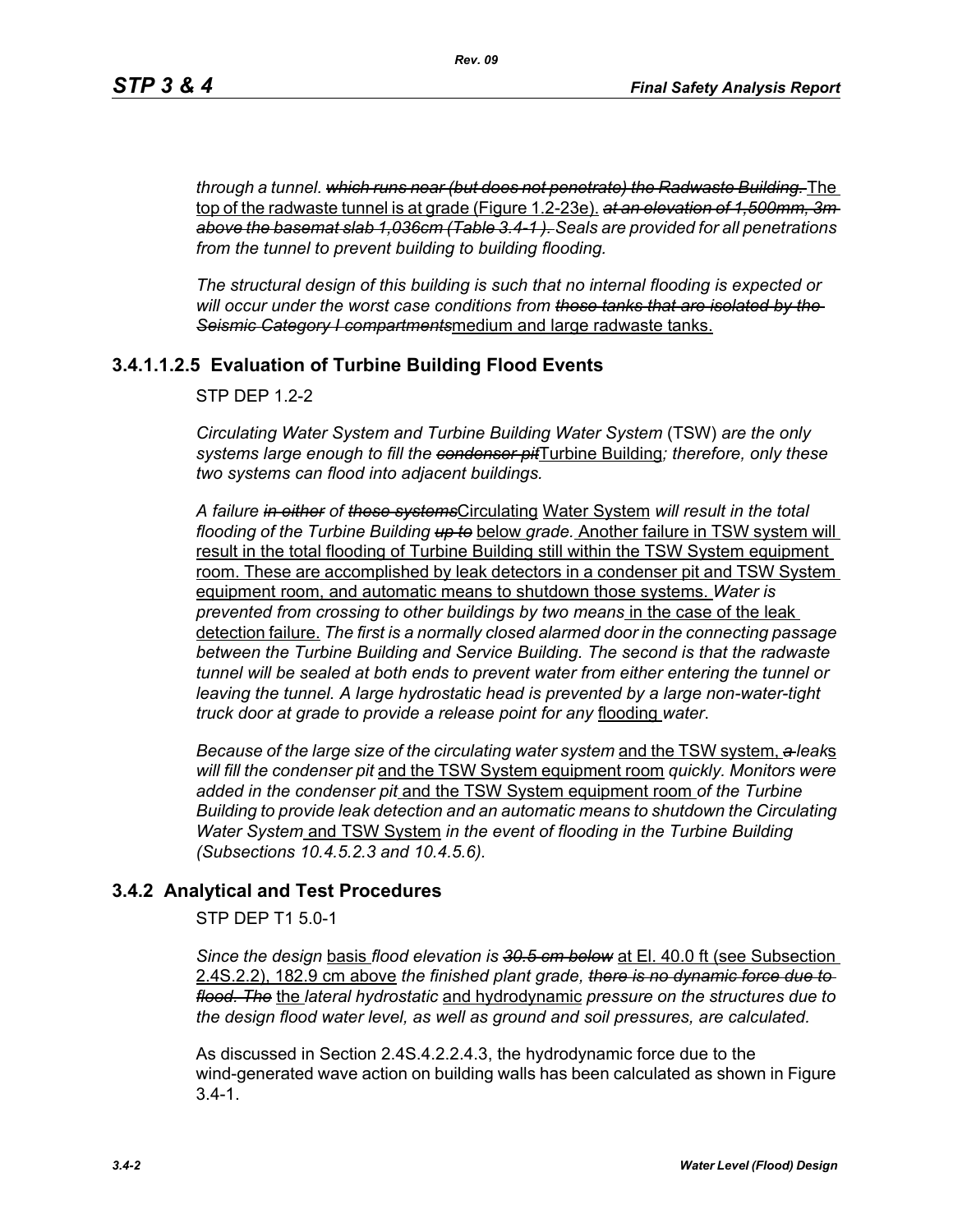*through a tunnel.* ~~*which runs near (but does not penetrate) the Radwaste Building.*~~ The top of the radwaste tunnel is at grade (Figure 1.2-23e). ~~*at an elevation of 1,500mm, 3m above the basemat slab 1,036cm (Table 3.4-1 ).*~~ *Seals are provided for all penetrations from the tunnel to prevent building to building flooding.*

*The structural design of this building is such that no internal flooding is expected or will occur under the worst case conditions from* ~~*those tanks that are isolated by the Seismic Category I compartments*~~medium and large radwaste tanks.

#### 3.4.1.1.2.5 Evaluation of Turbine Building Flood Events

STP DEP 1.2-2

*Circulating Water System and Turbine Building Water System* (TSW) *are the only systems large enough to fill the* ~~*condenser pit*~~Turbine Building*; therefore, only these two systems can flood into adjacent buildings.*

*A failure* ~~*in either*~~ *of* ~~*those systems*~~Circulating Water System *will result in the total flooding of the Turbine Building* ~~*up to*~~ below *grade.* Another failure in TSW system will result in the total flooding of Turbine Building still within the TSW System equipment room. These are accomplished by leak detectors in a condenser pit and TSW System equipment room, and automatic means to shutdown those systems. *Water is prevented from crossing to other buildings by two means* in the case of the leak detection failure. *The first is a normally closed alarmed door in the connecting passage between the Turbine Building and Service Building. The second is that the radwaste tunnel will be sealed at both ends to prevent water from either entering the tunnel or leaving the tunnel. A large hydrostatic head is prevented by a large non-water-tight truck door at grade to provide a release point for any* flooding *water*.

*Because of the large size of the circulating water system* and the TSW system, ~~*a*~~ *leak*s *will fill the condenser pit* and the TSW System equipment room *quickly. Monitors were added in the condenser pit* and the TSW System equipment room *of the Turbine Building to provide leak detection and an automatic means to shutdown the Circulating Water System* and TSW System *in the event of flooding in the Turbine Building (Subsections 10.4.5.2.3 and 10.4.5.6).*

### 3.4.2 Analytical and Test Procedures

STP DEP T1 5.0-1

*Since the design* basis *flood elevation is* ~~*30.5 cm below*~~ at El. 40.0 ft (see Subsection 2.4S.2.2), 182.9 cm above *the finished plant grade,* ~~*there is no dynamic force due to flood. The*~~ the *lateral hydrostatic* and hydrodynamic *pressure on the structures due to the design flood water level, as well as ground and soil pressures, are calculated.*

As discussed in Section 2.4S.4.2.2.4.3, the hydrodynamic force due to the wind-generated wave action on building walls has been calculated as shown in Figure 3.4-1.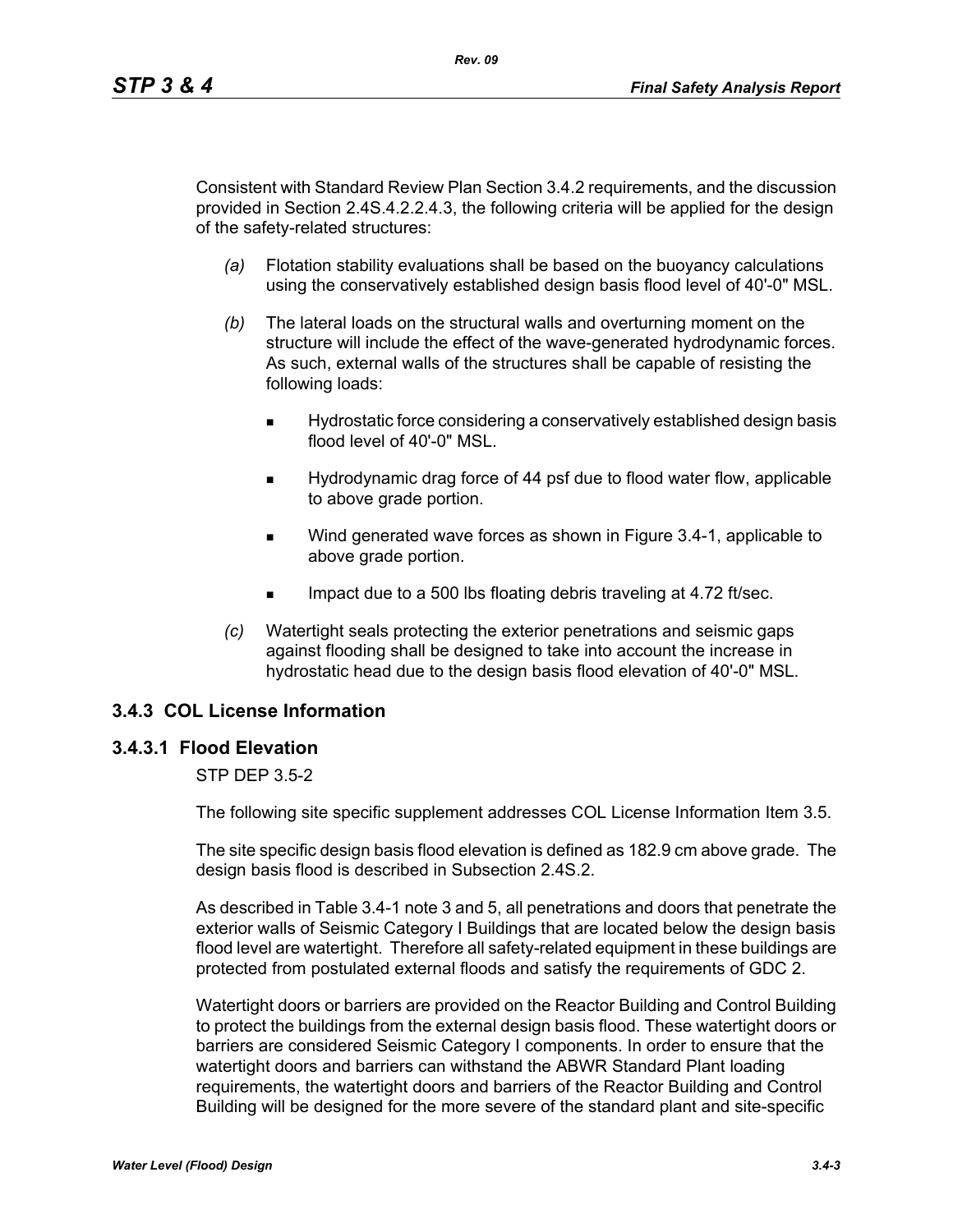Consistent with Standard Review Plan Section 3.4.2 requirements, and the discussion provided in Section 2.4S.4.2.2.4.3, the following criteria will be applied for the design of the safety-related structures:

*(a)* Flotation stability evaluations shall be based on the buoyancy calculations using the conservatively established design basis flood level of 40'-0" MSL.

*(b)* The lateral loads on the structural walls and overturning moment on the structure will include the effect of the wave-generated hydrodynamic forces. As such, external walls of the structures shall be capable of resisting the following loads:

- Hydrostatic force considering a conservatively established design basis flood level of 40'-0" MSL.
- Hydrodynamic drag force of 44 psf due to flood water flow, applicable to above grade portion.
- Wind generated wave forces as shown in Figure 3.4-1, applicable to above grade portion.
- Impact due to a 500 lbs floating debris traveling at 4.72 ft/sec.

*(c)* Watertight seals protecting the exterior penetrations and seismic gaps against flooding shall be designed to take into account the increase in hydrostatic head due to the design basis flood elevation of 40'-0" MSL.

## 3.4.3 COL License Information

### 3.4.3.1 Flood Elevation

STP DEP 3.5-2

The following site specific supplement addresses COL License Information Item 3.5.

The site specific design basis flood elevation is defined as 182.9 cm above grade. The design basis flood is described in Subsection 2.4S.2.

As described in Table 3.4-1 note 3 and 5, all penetrations and doors that penetrate the exterior walls of Seismic Category I Buildings that are located below the design basis flood level are watertight. Therefore all safety-related equipment in these buildings are protected from postulated external floods and satisfy the requirements of GDC 2.

Watertight doors or barriers are provided on the Reactor Building and Control Building to protect the buildings from the external design basis flood. These watertight doors or barriers are considered Seismic Category I components. In order to ensure that the watertight doors and barriers can withstand the ABWR Standard Plant loading requirements, the watertight doors and barriers of the Reactor Building and Control Building will be designed for the more severe of the standard plant and site-specific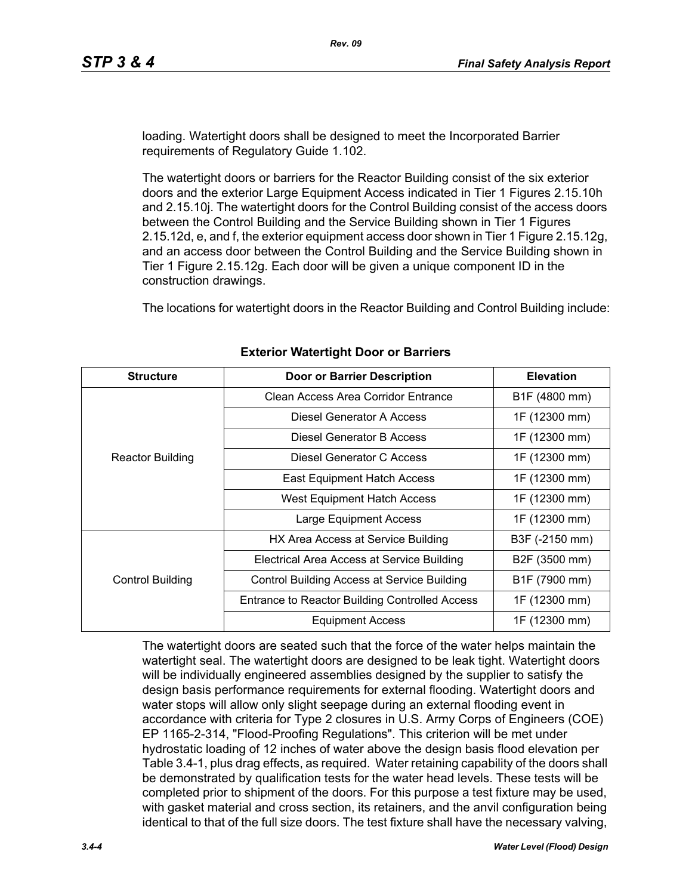loading. Watertight doors shall be designed to meet the Incorporated Barrier requirements of Regulatory Guide 1.102.

The watertight doors or barriers for the Reactor Building consist of the six exterior doors and the exterior Large Equipment Access indicated in Tier 1 Figures 2.15.10h and 2.15.10j. The watertight doors for the Control Building consist of the access doors between the Control Building and the Service Building shown in Tier 1 Figures 2.15.12d, e, and f, the exterior equipment access door shown in Tier 1 Figure 2.15.12g, and an access door between the Control Building and the Service Building shown in Tier 1 Figure 2.15.12g. Each door will be given a unique component ID in the construction drawings.

The locations for watertight doors in the Reactor Building and Control Building include:

**Exterior Watertight Door or Barriers**

| Structure | Door or Barrier Description | Elevation |
|---|---|---|
| Reactor Building | Clean Access Area Corridor Entrance | B1F (4800 mm) |
| | Diesel Generator A Access | 1F (12300 mm) |
| | Diesel Generator B Access | 1F (12300 mm) |
| | Diesel Generator C Access | 1F (12300 mm) |
| | East Equipment Hatch Access | 1F (12300 mm) |
| | West Equipment Hatch Access | 1F (12300 mm) |
| | Large Equipment Access | 1F (12300 mm) |
| Control Building | HX Area Access at Service Building | B3F (-2150 mm) |
| | Electrical Area Access at Service Building | B2F (3500 mm) |
| | Control Building Access at Service Building | B1F (7900 mm) |
| | Entrance to Reactor Building Controlled Access | 1F (12300 mm) |
| | Equipment Access | 1F (12300 mm) |

The watertight doors are seated such that the force of the water helps maintain the watertight seal. The watertight doors are designed to be leak tight. Watertight doors will be individually engineered assemblies designed by the supplier to satisfy the design basis performance requirements for external flooding. Watertight doors and water stops will allow only slight seepage during an external flooding event in accordance with criteria for Type 2 closures in U.S. Army Corps of Engineers (COE) EP 1165-2-314, "Flood-Proofing Regulations". This criterion will be met under hydrostatic loading of 12 inches of water above the design basis flood elevation per Table 3.4-1, plus drag effects, as required. Water retaining capability of the doors shall be demonstrated by qualification tests for the water head levels. These tests will be completed prior to shipment of the doors. For this purpose a test fixture may be used, with gasket material and cross section, its retainers, and the anvil configuration being identical to that of the full size doors. The test fixture shall have the necessary valving,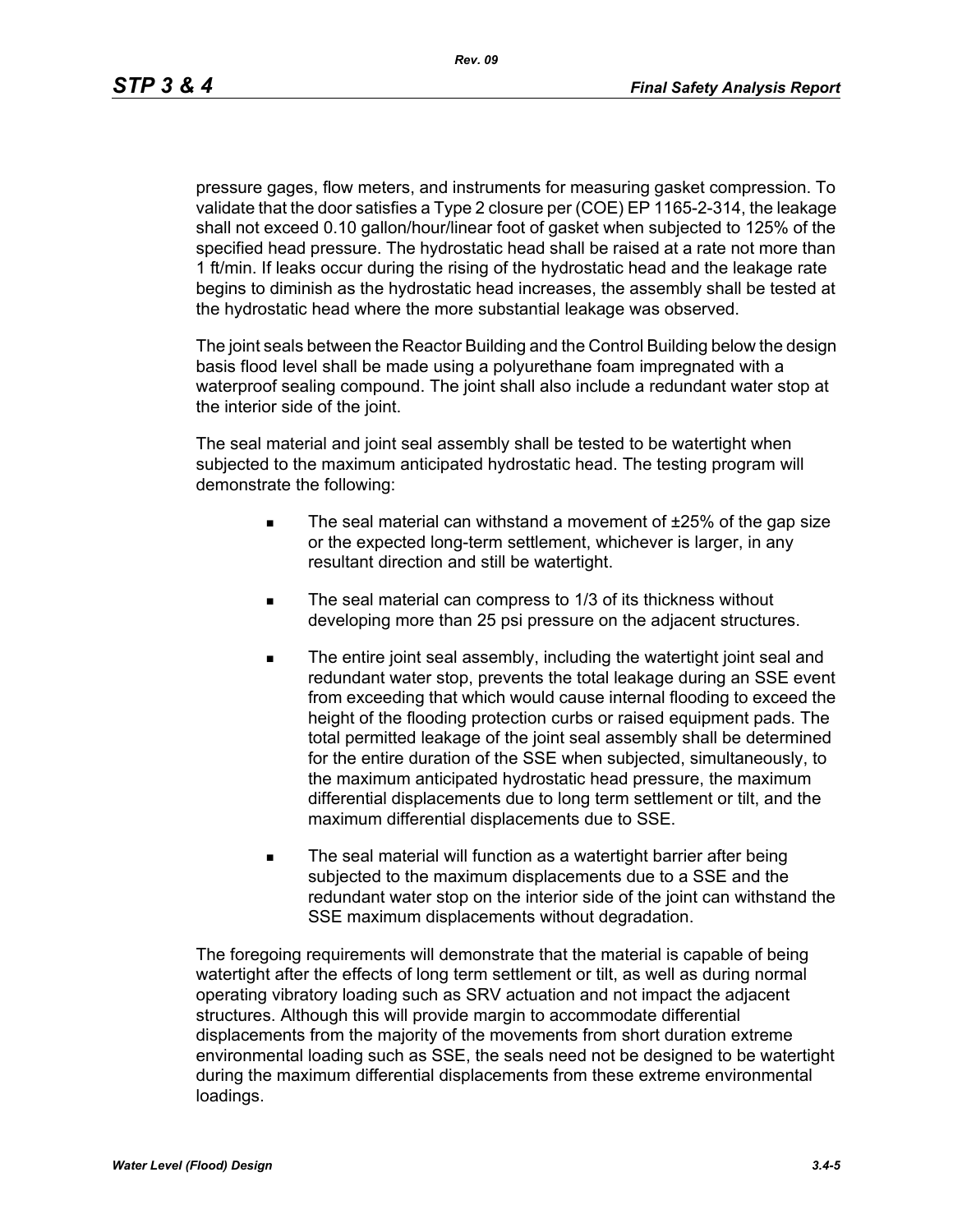pressure gages, flow meters, and instruments for measuring gasket compression. To validate that the door satisfies a Type 2 closure per (COE) EP 1165-2-314, the leakage shall not exceed 0.10 gallon/hour/linear foot of gasket when subjected to 125% of the specified head pressure. The hydrostatic head shall be raised at a rate not more than 1 ft/min. If leaks occur during the rising of the hydrostatic head and the leakage rate begins to diminish as the hydrostatic head increases, the assembly shall be tested at the hydrostatic head where the more substantial leakage was observed.

The joint seals between the Reactor Building and the Control Building below the design basis flood level shall be made using a polyurethane foam impregnated with a waterproof sealing compound. The joint shall also include a redundant water stop at the interior side of the joint.

The seal material and joint seal assembly shall be tested to be watertight when subjected to the maximum anticipated hydrostatic head. The testing program will demonstrate the following:

- The seal material can withstand a movement of ±25% of the gap size or the expected long-term settlement, whichever is larger, in any resultant direction and still be watertight.
- The seal material can compress to 1/3 of its thickness without developing more than 25 psi pressure on the adjacent structures.
- The entire joint seal assembly, including the watertight joint seal and redundant water stop, prevents the total leakage during an SSE event from exceeding that which would cause internal flooding to exceed the height of the flooding protection curbs or raised equipment pads. The total permitted leakage of the joint seal assembly shall be determined for the entire duration of the SSE when subjected, simultaneously, to the maximum anticipated hydrostatic head pressure, the maximum differential displacements due to long term settlement or tilt, and the maximum differential displacements due to SSE.
- The seal material will function as a watertight barrier after being subjected to the maximum displacements due to a SSE and the redundant water stop on the interior side of the joint can withstand the SSE maximum displacements without degradation.

The foregoing requirements will demonstrate that the material is capable of being watertight after the effects of long term settlement or tilt, as well as during normal operating vibratory loading such as SRV actuation and not impact the adjacent structures. Although this will provide margin to accommodate differential displacements from the majority of the movements from short duration extreme environmental loading such as SSE, the seals need not be designed to be watertight during the maximum differential displacements from these extreme environmental loadings.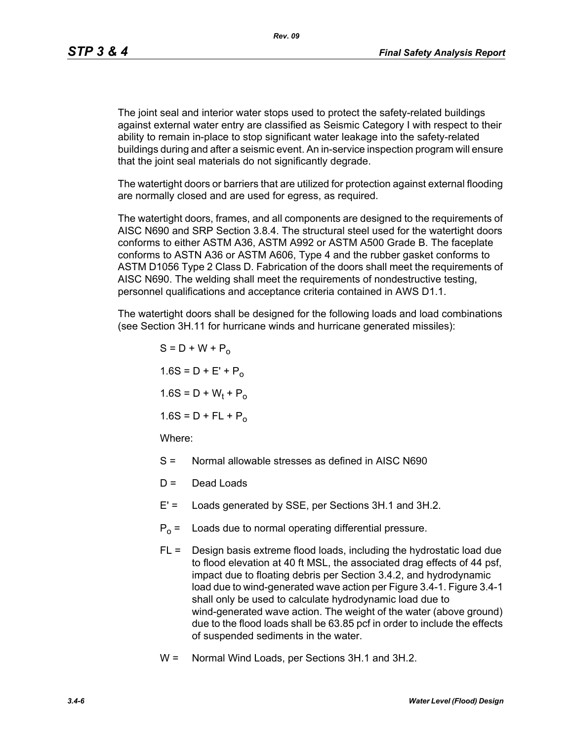The joint seal and interior water stops used to protect the safety-related buildings against external water entry are classified as Seismic Category I with respect to their ability to remain in-place to stop significant water leakage into the safety-related buildings during and after a seismic event. An in-service inspection program will ensure that the joint seal materials do not significantly degrade.

The watertight doors or barriers that are utilized for protection against external flooding are normally closed and are used for egress, as required.

The watertight doors, frames, and all components are designed to the requirements of AISC N690 and SRP Section 3.8.4. The structural steel used for the watertight doors conforms to either ASTM A36, ASTM A992 or ASTM A500 Grade B. The faceplate conforms to ASTN A36 or ASTM A606, Type 4 and the rubber gasket conforms to ASTM D1056 Type 2 Class D. Fabrication of the doors shall meet the requirements of AISC N690. The welding shall meet the requirements of nondestructive testing, personnel qualifications and acceptance criteria contained in AWS D1.1.

The watertight doors shall be designed for the following loads and load combinations (see Section 3H.11 for hurricane winds and hurricane generated missiles):

$$S = D + W + P_o$$

$$1.6S = D + E' + P_o$$

$$1.6S = D + W_t + P_o$$

$$1.6S = D + FL + P_o$$

Where:

- S = Normal allowable stresses as defined in AISC N690
- D = Dead Loads
- E' = Loads generated by SSE, per Sections 3H.1 and 3H.2.
- $P_o$ = Loads due to normal operating differential pressure.
- FL = Design basis extreme flood loads, including the hydrostatic load due to flood elevation at 40 ft MSL, the associated drag effects of 44 psf, impact due to floating debris per Section 3.4.2, and hydrodynamic load due to wind-generated wave action per Figure 3.4-1. Figure 3.4-1 shall only be used to calculate hydrodynamic load due to wind-generated wave action. The weight of the water (above ground) due to the flood loads shall be 63.85 pcf in order to include the effects of suspended sediments in the water.
- W = Normal Wind Loads, per Sections 3H.1 and 3H.2.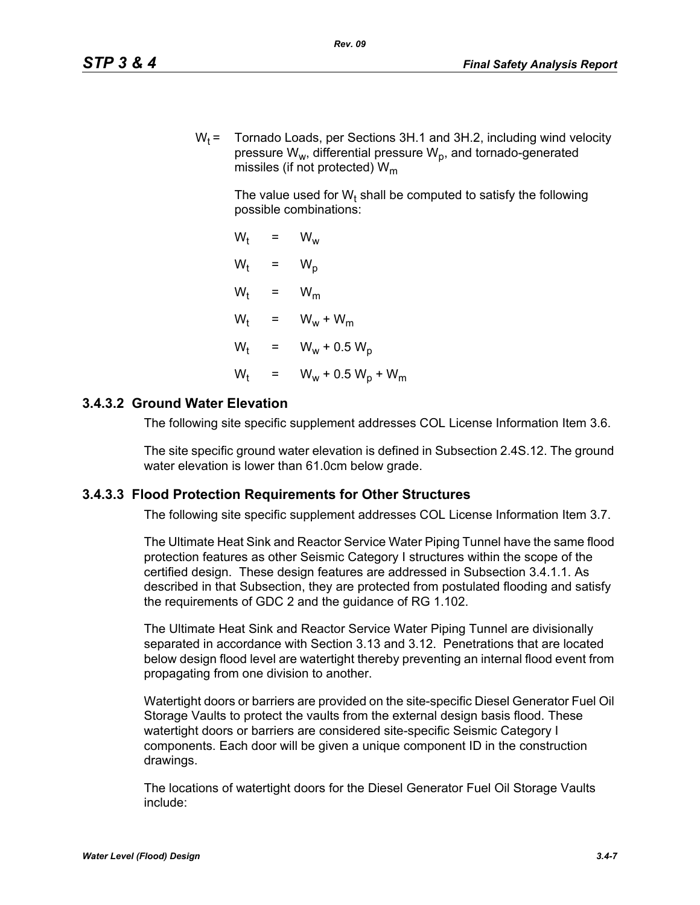$W_t$ = Tornado Loads, per Sections 3H.1 and 3H.2, including wind velocity pressure $W_w$, differential pressure $W_p$, and tornado-generated missiles (if not protected) $W_m$

The value used for $W_t$ shall be computed to satisfy the following possible combinations:

$W_t = W_w$

$W_t = W_p$

$W_t = W_m$

$W_t = W_w + W_m$

$W_t = W_w + 0.5\, W_p$

$W_t = W_w + 0.5\, W_p + W_m$

### 3.4.3.2 Ground Water Elevation

The following site specific supplement addresses COL License Information Item 3.6.

The site specific ground water elevation is defined in Subsection 2.4S.12. The ground water elevation is lower than 61.0cm below grade.

### 3.4.3.3 Flood Protection Requirements for Other Structures

The following site specific supplement addresses COL License Information Item 3.7.

The Ultimate Heat Sink and Reactor Service Water Piping Tunnel have the same flood protection features as other Seismic Category I structures within the scope of the certified design. These design features are addressed in Subsection 3.4.1.1. As described in that Subsection, they are protected from postulated flooding and satisfy the requirements of GDC 2 and the guidance of RG 1.102.

The Ultimate Heat Sink and Reactor Service Water Piping Tunnel are divisionally separated in accordance with Section 3.13 and 3.12. Penetrations that are located below design flood level are watertight thereby preventing an internal flood event from propagating from one division to another.

Watertight doors or barriers are provided on the site-specific Diesel Generator Fuel Oil Storage Vaults to protect the vaults from the external design basis flood. These watertight doors or barriers are considered site-specific Seismic Category I components. Each door will be given a unique component ID in the construction drawings.

The locations of watertight doors for the Diesel Generator Fuel Oil Storage Vaults include: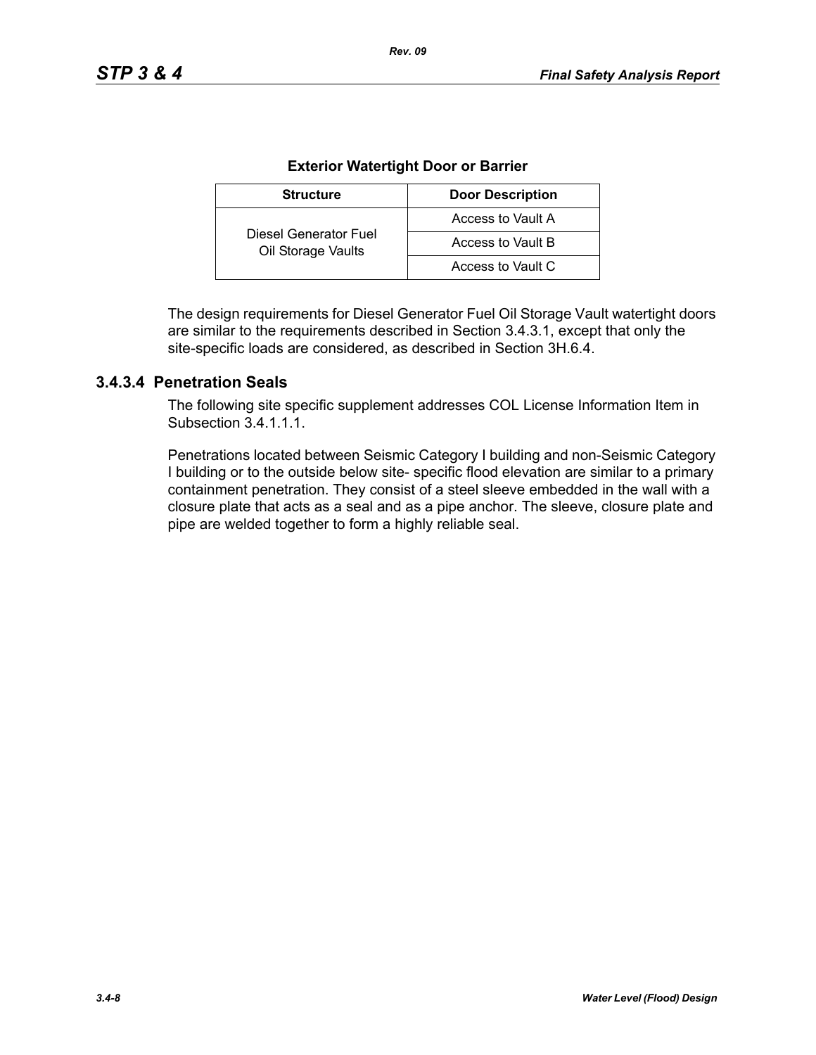**Exterior Watertight Door or Barrier**

| Structure | Door Description |
| --- | --- |
| Diesel Generator Fuel Oil Storage Vaults | Access to Vault A |
| | Access to Vault B |
| | Access to Vault C |

The design requirements for Diesel Generator Fuel Oil Storage Vault watertight doors are similar to the requirements described in Section 3.4.3.1, except that only the site-specific loads are considered, as described in Section 3H.6.4.

### 3.4.3.4 Penetration Seals

The following site specific supplement addresses COL License Information Item in Subsection 3.4.1.1.1.

Penetrations located between Seismic Category I building and non-Seismic Category I building or to the outside below site- specific flood elevation are similar to a primary containment penetration. They consist of a steel sleeve embedded in the wall with a closure plate that acts as a seal and as a pipe anchor. The sleeve, closure plate and pipe are welded together to form a highly reliable seal.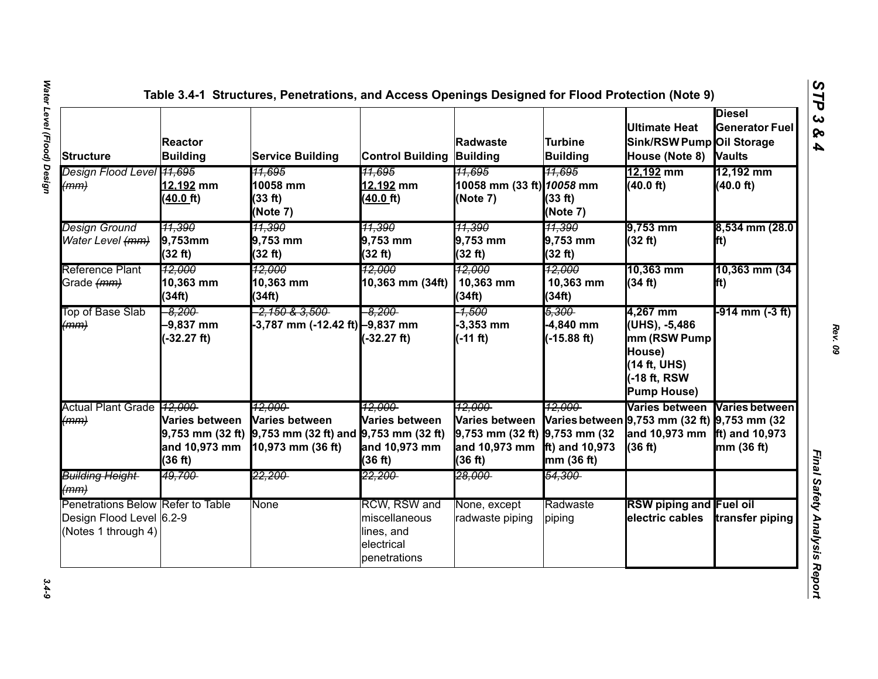**Table 3.4-1 Structures, Penetrations, and Access Openings Designed for Flood Protection (Note 9)**

| Structure | Reactor Building | Service Building | Control Building | Radwaste Building | Turbine Building | Ultimate Heat Sink/RSW Pump House (Note 8) | Diesel Generator Fuel Oil Storage Vaults |
|---|---|---|---|---|---|---|---|
| Design Flood Level ~~(mm)~~ | ~~11,695~~ 12,192 mm (40.0 ft) | ~~11,695~~ 10058 mm (33 ft) (Note 7) | ~~11,695~~ 12,192 mm (40.0 ft) | ~~11,695~~ 10058 mm (33 ft) (Note 7) | ~~11,695~~ 10058 mm (33 ft) (Note 7) | 12,192 mm (40.0 ft) | 12,192 mm (40.0 ft) |
| Design Ground Water Level ~~(mm)~~ | ~~11,390~~ 9,753mm (32 ft) | ~~11,390~~ 9,753 mm (32 ft) | ~~11,390~~ 9,753 mm (32 ft) | ~~11,390~~ 9,753 mm (32 ft) | ~~11,390~~ 9,753 mm (32 ft) | 9,753 mm (32 ft) | 8,534 mm (28.0 ft) |
| Reference Plant Grade ~~(mm)~~ | ~~12,000~~ 10,363 mm (34ft) | ~~12,000~~ 10,363 mm (34ft) | ~~12,000~~ 10,363 mm (34ft) | ~~12,000~~ 10,363 mm (34ft) | ~~12,000~~ 10,363 mm (34ft) | 10,363 mm (34 ft) | 10,363 mm (34 ft) |
| Top of Base Slab ~~(mm)~~ | ~~-8,200~~ -9,837 mm (-32.27 ft) | ~~-2,150 & 3,500~~ -3,787 mm (-12.42 ft) | ~~-8,200~~ -9,837 mm (-32.27 ft) | ~~-1,500~~ -3,353 mm (-11 ft) | ~~5,300~~ -4,840 mm (-15.88 ft) | 4,267 mm (UHS), -5,486 mm (RSW Pump House) (14 ft, UHS) (-18 ft, RSW Pump House) | -914 mm (-3 ft) |
| Actual Plant Grade ~~(mm)~~ | ~~12,000~~ Varies between 9,753 mm (32 ft) and 10,973 mm (36 ft) | ~~12,000~~ Varies between 9,753 mm (32 ft) and 10,973 mm (36 ft) | ~~12,000~~ Varies between 9,753 mm (32 ft) and 10,973 mm (36 ft) | ~~12,000~~ Varies between 9,753 mm (32 ft) and 10,973 mm (36 ft) | ~~12,000~~ Varies between 9,753 mm (32 ft) and 10,973 mm (36 ft) | Varies between 9,753 mm (32 ft) and 10,973 mm (36 ft) | Varies between 9,753 mm (32 ft) and 10,973 mm (36 ft) |
| ~~Building Height (mm)~~ | ~~49,700~~ | ~~22,200~~ | ~~22,200~~ | ~~28,000~~ | ~~54,300~~ | | |
| Penetrations Below Design Flood Level (Notes 1 through 4) | Refer to Table 6.2-9 | None | RCW, RSW and miscellaneous lines, and electrical penetrations | None, except radwaste piping | Radwaste piping | RSW piping and electric cables | Fuel oil transfer piping |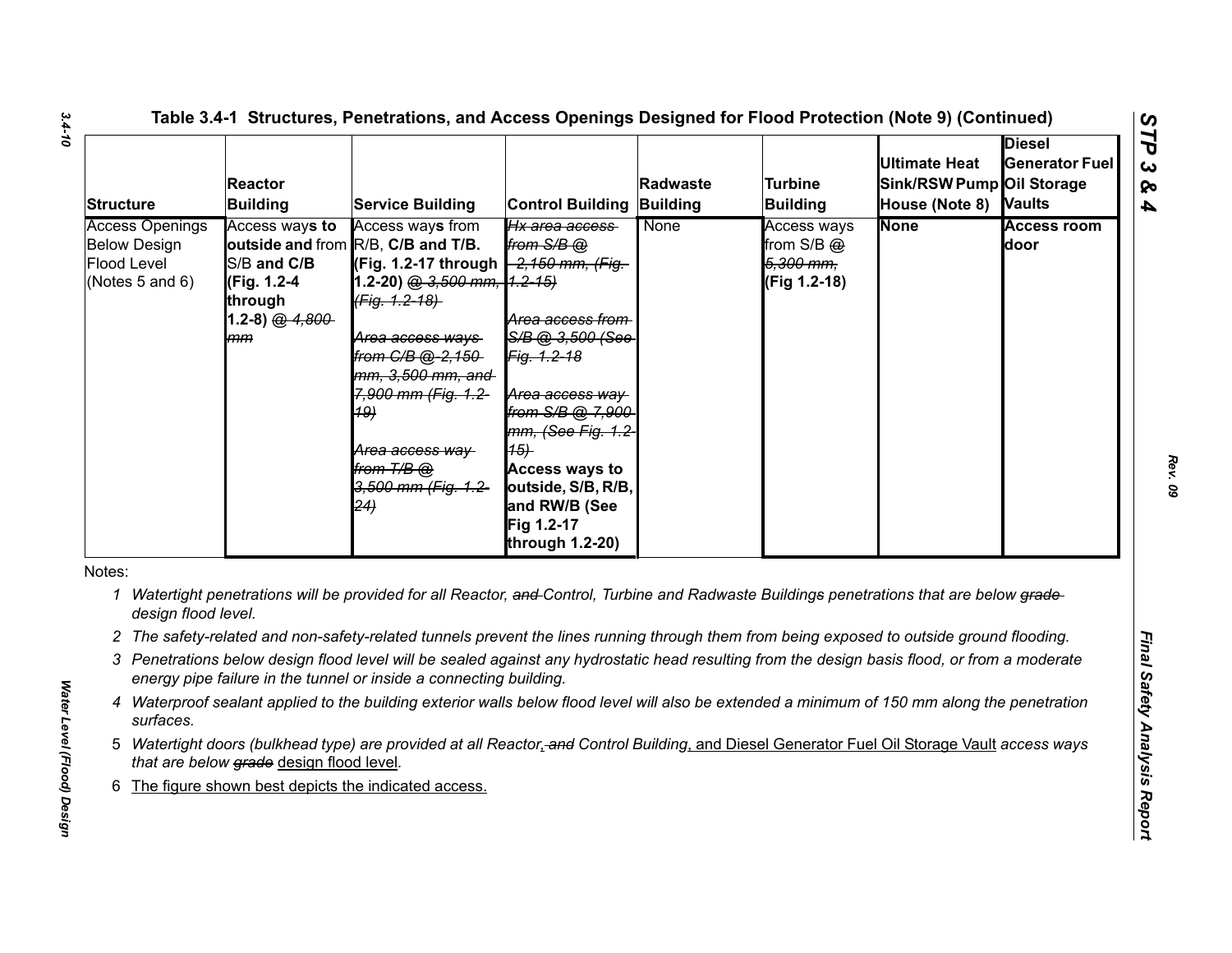**Table 3.4-1 Structures, Penetrations, and Access Openings Designed for Flood Protection (Note 9) (Continued)**

| Structure | Reactor Building | Service Building | Control Building | Radwaste Building | Turbine Building | Ultimate Heat Sink/RSW Pump House (Note 8) | Diesel Generator Fuel Oil Storage Vaults |
|---|---|---|---|---|---|---|---|
| Access Openings Below Design Flood Level (Notes 5 and 6) | Access way**s to outside and** from S/B **and C/B (Fig. 1.2-4 through 1.2-8)** @ ~~4,800 mm~~ | Access way**s** from R/B, **C/B and T/B. (Fig. 1.2-17 through 1.2-20)** @ ~~3,500 mm, (Fig. 1.2-18)~~ ~~Area access ways from C/B @ 2,150 mm, 3,500 mm, and 7,900 mm (Fig. 1.2-19)~~ ~~Area access way from T/B @ 3,500 mm (Fig. 1.2-24)~~ | ~~Hx area access from S/B @ 2,150 mm, (Fig. 1.2-15)~~ ~~Area access from S/B @ 3,500 (See Fig. 1.2-18~~ ~~Area access way from S/B @ 7,900 mm, (See Fig. 1.2-15)~~ **Access ways to outside, S/B, R/B, and RW/B (See Fig 1.2-17 through 1.2-20)** | None | Access ways from S/B ~~@ 5,300 mm,~~ **(Fig 1.2-18)** | **None** | **Access room door** |

Notes:

1. *Watertight penetrations will be provided for all Reactor, ~~and~~ Control, Turbine and Radwaste Buildings penetrations that are below ~~grade~~ design flood level.*
2. *The safety-related and non-safety-related tunnels prevent the lines running through them from being exposed to outside ground flooding.*
3. *Penetrations below design flood level will be sealed against any hydrostatic head resulting from the design basis flood, or from a moderate energy pipe failure in the tunnel or inside a connecting building.*
4. *Waterproof sealant applied to the building exterior walls below flood level will also be extended a minimum of 150 mm along the penetration surfaces.*
5. *Watertight doors (bulkhead type) are provided at all Reactor, ~~and~~ Control Building, and Diesel Generator Fuel Oil Storage Vault access ways that are below ~~grade~~ design flood level.*
6. The figure shown best depicts the indicated access.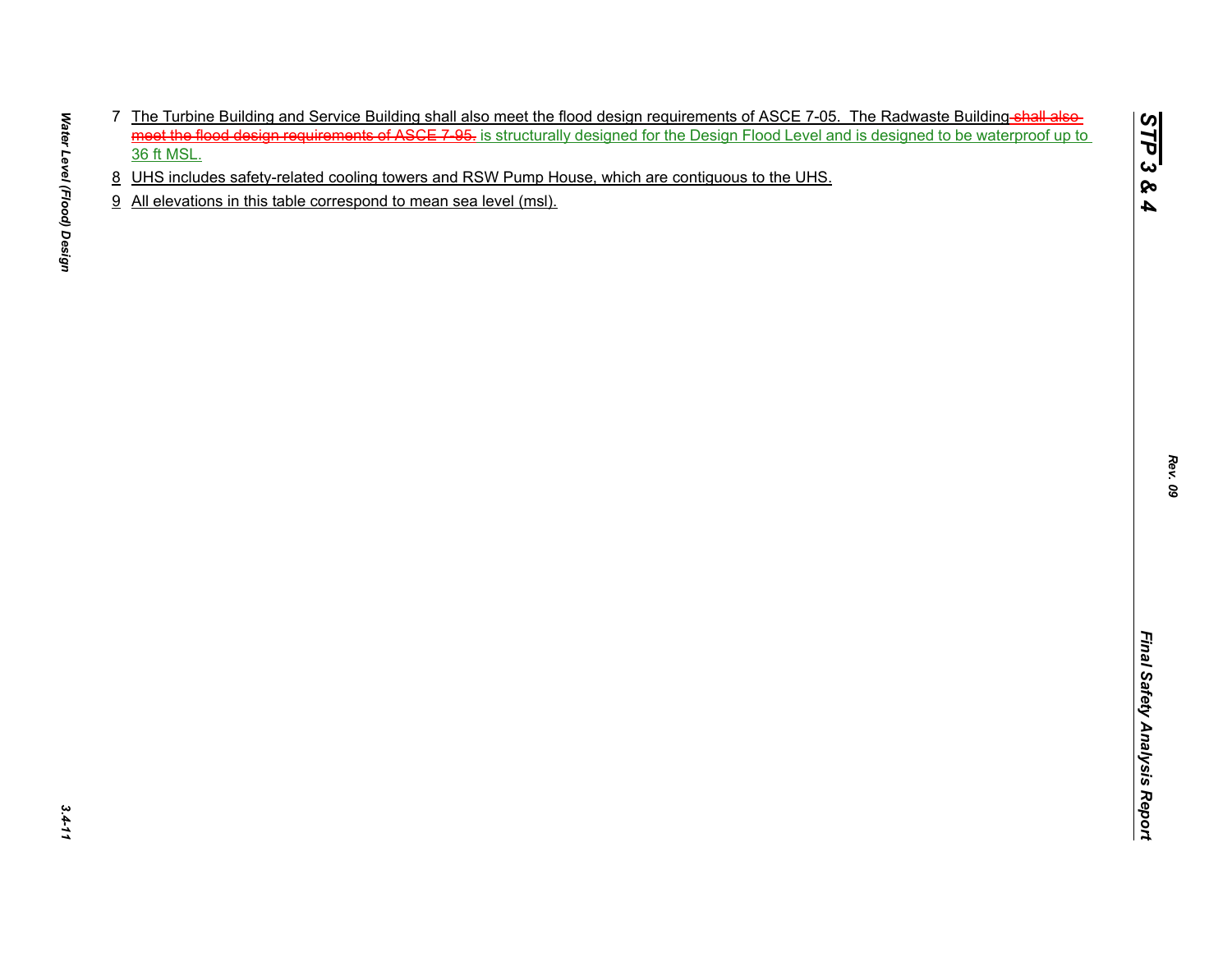7 The Turbine Building and Service Building shall also meet the flood design requirements of ASCE 7-05. The Radwaste Building ~~shall also meet the flood design requirements of ASCE 7-95.~~ is structurally designed for the Design Flood Level and is designed to be waterproof up to 36 ft MSL.

8 UHS includes safety-related cooling towers and RSW Pump House, which are contiguous to the UHS.

9 All elevations in this table correspond to mean sea level (msl).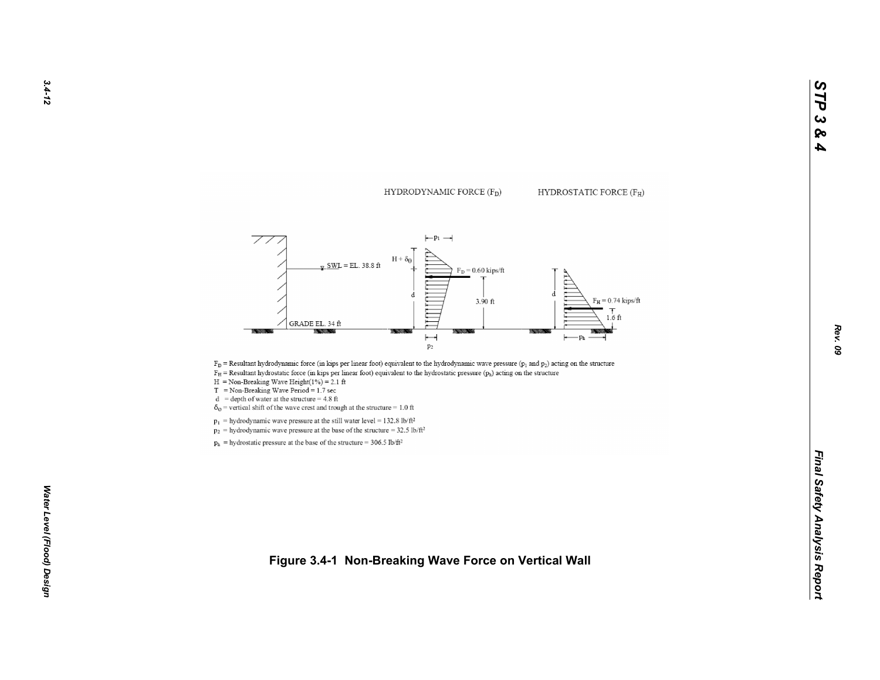HYDRODYNAMIC FORCE ($F_D$)

HYDROSTATIC FORCE ($F_H$)

SWL = EL. 38.8 ft

GRADE EL. 34 ft

$p_1$

$H + \delta_0$

d

$F_D = 0.60$ kips/ft

3.90 ft

$p_2$

d

$F_H = 0.74$ kips/ft

1.6 ft

$p_h$

$F_D$ = Resultant hydrodynamic force (in kips per linear foot) equivalent to the hydrodynamic wave pressure ($p_1$ and $p_2$) acting on the structure

$F_H$ = Resultant hydrostatic force (in kips per linear foot) equivalent to the hydrostatic pressure ($p_h$) acting on the structure

H = Non-Breaking Wave Height(1%) = 2.1 ft

T = Non-Breaking Wave Period = 1.7 sec

d = depth of water at the structure = 4.8 ft

$\delta_0$ = vertical shift of the wave crest and trough at the structure = 1.0 ft

$p_1$ = hydrodynamic wave pressure at the still water level = 132.8 lb/ft²

$p_2$ = hydrodynamic wave pressure at the base of the structure = 32.5 lb/ft²

$p_h$ = hydrostatic pressure at the base of the structure = 306.5 lb/ft²

**Figure 3.4-1 Non-Breaking Wave Force on Vertical Wall**